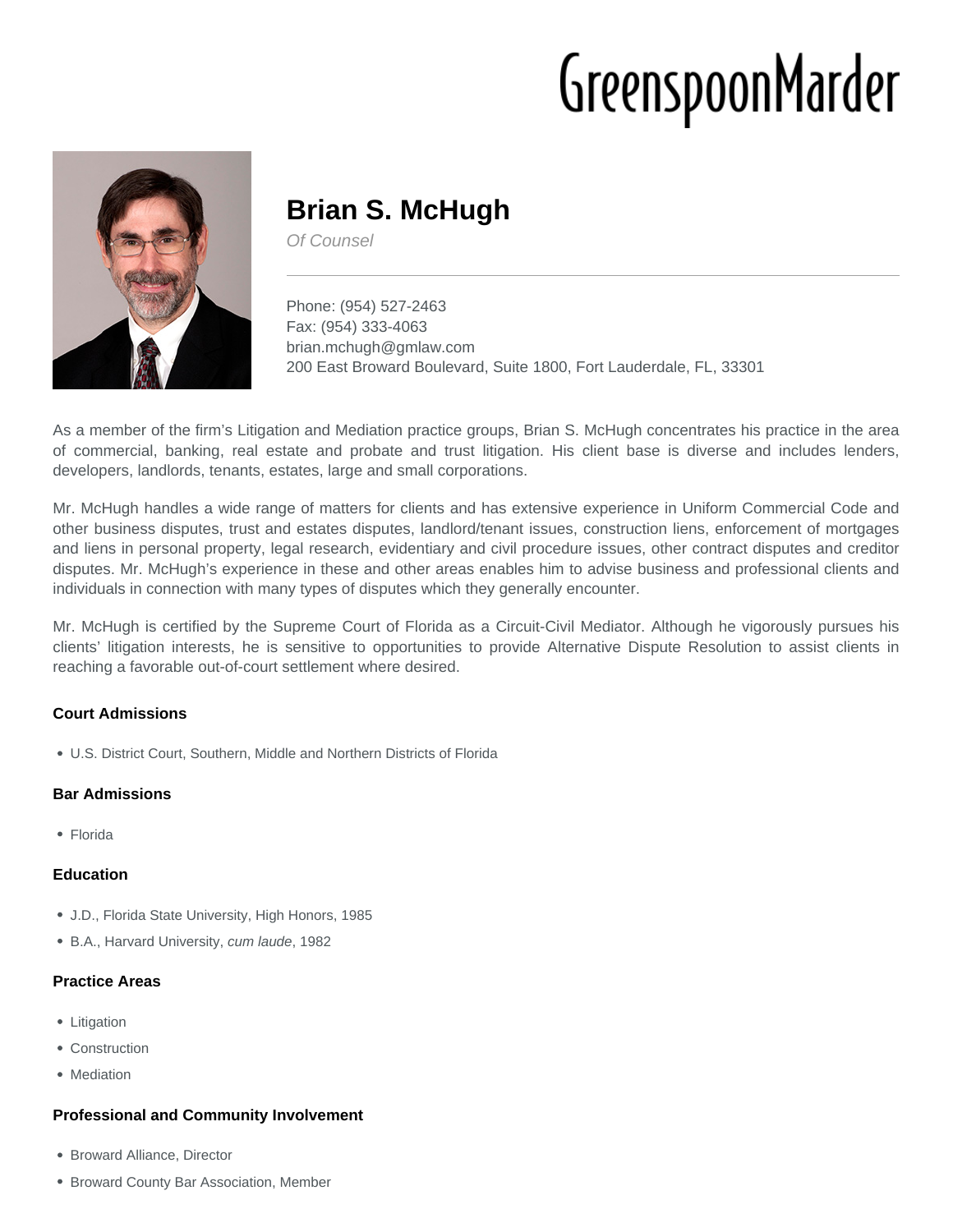GreenspoonMarder

# Brian S. McHugh

*Of Counsel*

Phone: (954) 527-2463
Fax: (954) 333-4063
brian.mchugh@gmlaw.com
200 East Broward Boulevard, Suite 1800, Fort Lauderdale, FL, 33301

As a member of the firm's Litigation and Mediation practice groups, Brian S. McHugh concentrates his practice in the area of commercial, banking, real estate and probate and trust litigation. His client base is diverse and includes lenders, developers, landlords, tenants, estates, large and small corporations.

Mr. McHugh handles a wide range of matters for clients and has extensive experience in Uniform Commercial Code and other business disputes, trust and estates disputes, landlord/tenant issues, construction liens, enforcement of mortgages and liens in personal property, legal research, evidentiary and civil procedure issues, other contract disputes and creditor disputes. Mr. McHugh's experience in these and other areas enables him to advise business and professional clients and individuals in connection with many types of disputes which they generally encounter.

Mr. McHugh is certified by the Supreme Court of Florida as a Circuit-Civil Mediator. Although he vigorously pursues his clients' litigation interests, he is sensitive to opportunities to provide Alternative Dispute Resolution to assist clients in reaching a favorable out-of-court settlement where desired.

### Court Admissions

- U.S. District Court, Southern, Middle and Northern Districts of Florida

### Bar Admissions

- Florida

### Education

- J.D., Florida State University, High Honors, 1985
- B.A., Harvard University, *cum laude*, 1982

### Practice Areas

- Litigation
- Construction
- Mediation

### Professional and Community Involvement

- Broward Alliance, Director
- Broward County Bar Association, Member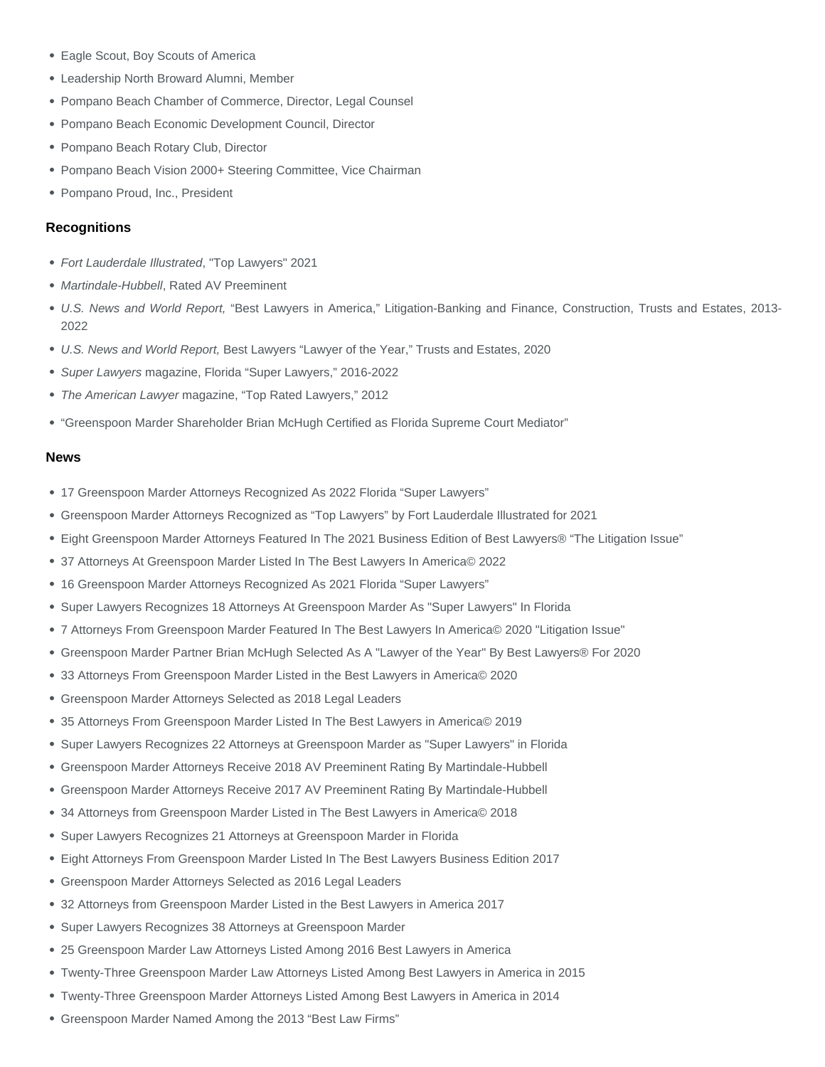- Eagle Scout, Boy Scouts of America
- Leadership North Broward Alumni, Member
- Pompano Beach Chamber of Commerce, Director, Legal Counsel
- Pompano Beach Economic Development Council, Director
- Pompano Beach Rotary Club, Director
- Pompano Beach Vision 2000+ Steering Committee, Vice Chairman
- Pompano Proud, Inc., President

### Recognitions

- *Fort Lauderdale Illustrated*, "Top Lawyers" 2021
- *Martindale-Hubbell*, Rated AV Preeminent
- *U.S. News and World Report,* "Best Lawyers in America," Litigation-Banking and Finance, Construction, Trusts and Estates, 2013-2022
- *U.S. News and World Report,* Best Lawyers "Lawyer of the Year," Trusts and Estates, 2020
- *Super Lawyers* magazine, Florida "Super Lawyers," 2016-2022
- *The American Lawyer* magazine, "Top Rated Lawyers," 2012
- "Greenspoon Marder Shareholder Brian McHugh Certified as Florida Supreme Court Mediator"

### News

- 17 Greenspoon Marder Attorneys Recognized As 2022 Florida "Super Lawyers"
- Greenspoon Marder Attorneys Recognized as "Top Lawyers" by Fort Lauderdale Illustrated for 2021
- Eight Greenspoon Marder Attorneys Featured In The 2021 Business Edition of Best Lawyers® "The Litigation Issue"
- 37 Attorneys At Greenspoon Marder Listed In The Best Lawyers In America© 2022
- 16 Greenspoon Marder Attorneys Recognized As 2021 Florida "Super Lawyers"
- Super Lawyers Recognizes 18 Attorneys At Greenspoon Marder As "Super Lawyers" In Florida
- 7 Attorneys From Greenspoon Marder Featured In The Best Lawyers In America© 2020 "Litigation Issue"
- Greenspoon Marder Partner Brian McHugh Selected As A "Lawyer of the Year" By Best Lawyers® For 2020
- 33 Attorneys From Greenspoon Marder Listed in the Best Lawyers in America© 2020
- Greenspoon Marder Attorneys Selected as 2018 Legal Leaders
- 35 Attorneys From Greenspoon Marder Listed In The Best Lawyers in America© 2019
- Super Lawyers Recognizes 22 Attorneys at Greenspoon Marder as "Super Lawyers" in Florida
- Greenspoon Marder Attorneys Receive 2018 AV Preeminent Rating By Martindale-Hubbell
- Greenspoon Marder Attorneys Receive 2017 AV Preeminent Rating By Martindale-Hubbell
- 34 Attorneys from Greenspoon Marder Listed in The Best Lawyers in America© 2018
- Super Lawyers Recognizes 21 Attorneys at Greenspoon Marder in Florida
- Eight Attorneys From Greenspoon Marder Listed In The Best Lawyers Business Edition 2017
- Greenspoon Marder Attorneys Selected as 2016 Legal Leaders
- 32 Attorneys from Greenspoon Marder Listed in the Best Lawyers in America 2017
- Super Lawyers Recognizes 38 Attorneys at Greenspoon Marder
- 25 Greenspoon Marder Law Attorneys Listed Among 2016 Best Lawyers in America
- Twenty-Three Greenspoon Marder Law Attorneys Listed Among Best Lawyers in America in 2015
- Twenty-Three Greenspoon Marder Attorneys Listed Among Best Lawyers in America in 2014
- Greenspoon Marder Named Among the 2013 "Best Law Firms"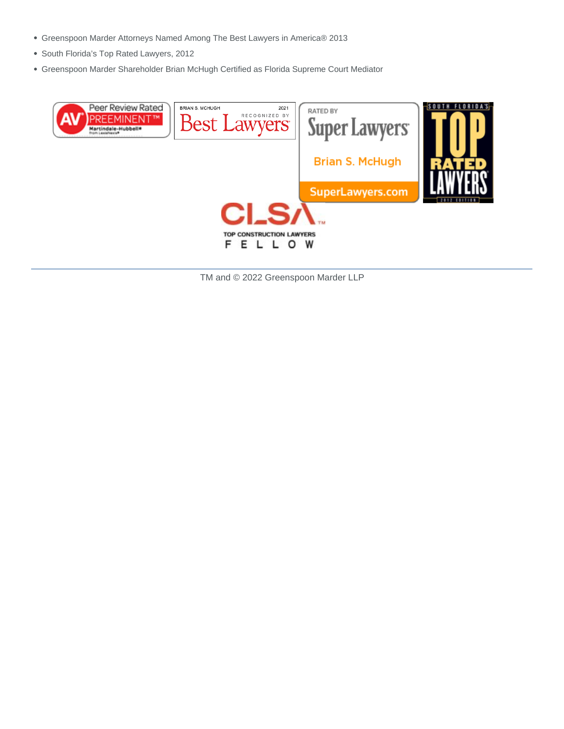- Greenspoon Marder Attorneys Named Among The Best Lawyers in America® 2013
- South Florida's Top Rated Lawyers, 2012
- Greenspoon Marder Shareholder Brian McHugh Certified as Florida Supreme Court Mediator

AV Peer Review Rated PREEMINENT™ Martindale-Hubbell® from LexisNexis®

BRIAN S. MCHUGH 2021 RECOGNIZED BY Best Lawyers®

RATED BY Super Lawyers® Brian S. McHugh SuperLawyers.com

SOUTH FLORIDA'S TOP RATED LAWYERS® 2012 EDITION

CLSA™ TOP CONSTRUCTION LAWYERS FELLOW

---

TM and © 2022 Greenspoon Marder LLP